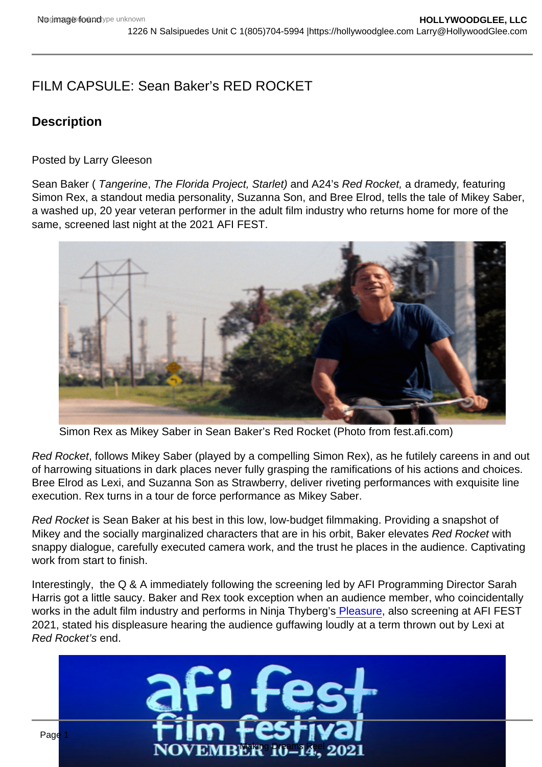# FILM CAPSULE: Sean Baker's RED ROCKET

## Description

Posted by Larry Gleeson

Sean Baker ( *Tangerine*, *The Florida Project, Starlet)* and A24's *Red Rocket,* a dramedy, featuring Simon Rex, a standout media personality, Suzanna Son, and Bree Elrod, tells the tale of Mikey Saber, a washed up, 20 year veteran performer in the adult film industry who returns home for more of the same, screened last night at the 2021 AFI FEST.

Simon Rex as Mikey Saber in Sean Baker's Red Rocket (Photo from fest.afi.com)

*Red Rocket*, follows Mikey Saber (played by a compelling Simon Rex), as he futilely careens in and out of harrowing situations in dark places never fully grasping the ramifications of his actions and choices. Bree Elrod as Lexi, and Suzanna Son as Strawberry, deliver riveting performances with exquisite line execution. Rex turns in a tour de force performance as Mikey Saber.

*Red Rocket* is Sean Baker at his best in this low, low-budget filmmaking. Providing a snapshot of Mikey and the socially marginalized characters that are in his orbit, Baker elevates *Red Rocket* with snappy dialogue, carefully executed camera work, and the trust he places in the audience. Captivating work from start to finish.

Interestingly, the Q & A immediately following the screening led by AFI Programming Director Sarah Harris got a little saucy. Baker and Rex took exception when an audience member, who coincidentally works in the adult film industry and performs in Ninja Thyberg's Pleasure, also screening at AFI FEST 2021, stated his displeasure hearing the audience guffawing loudly at a term thrown out by Lexi at *Red Rocket's* end.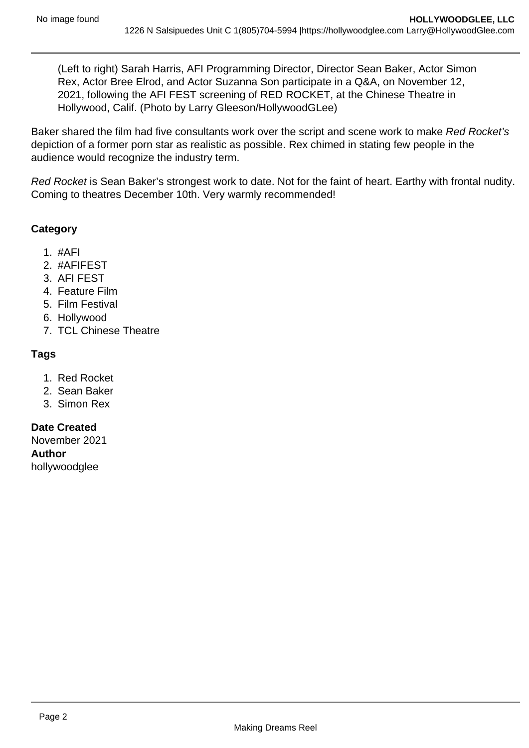(Left to right) Sarah Harris, AFI Programming Director, Director Sean Baker, Actor Simon Rex, Actor Bree Elrod, and Actor Suzanna Son participate in a Q&A, on November 12, 2021, following the AFI FEST screening of RED ROCKET, at the Chinese Theatre in Hollywood, Calif. (Photo by Larry Gleeson/HollywoodGLee)

Baker shared the film had five consultants work over the script and scene work to make *Red Rocket's* depiction of a former porn star as realistic as possible. Rex chimed in stating few people in the audience would recognize the industry term.

*Red Rocket* is Sean Baker's strongest work to date. Not for the faint of heart. Earthy with frontal nudity. Coming to theatres December 10th. Very warmly recommended!

**Category**

1. #AFI
2. #AFIFEST
3. AFI FEST
4. Feature Film
5. Film Festival
6. Hollywood
7. TCL Chinese Theatre

**Tags**

1. Red Rocket
2. Sean Baker
3. Simon Rex

**Date Created**
November 2021
**Author**
hollywoodglee